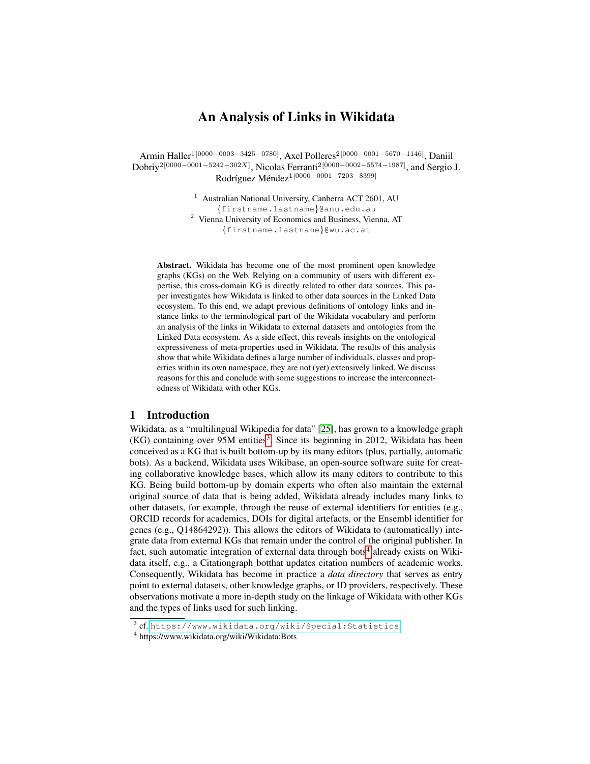# An Analysis of Links in Wikidata

Armin Haller[1 [0000−0003−3425−0780]], Axel Polleres[2 [0000−0001−5670−1146]], Daniil Dobriy[2 [0000−0001−5242−302X]], Nicolas Ferranti[2 [0000−0002−5574−1987]], and Sergio J. Rodríguez Méndez[1 [0000−0001−7203−8399]]

[1] Australian National University, Canberra ACT 2601, AU
{firstname.lastname}@anu.edu.au
[2] Vienna University of Economics and Business, Vienna, AT
{firstname.lastname}@wu.ac.at

**Abstract.** Wikidata has become one of the most prominent open knowledge graphs (KGs) on the Web. Relying on a community of users with different expertise, this cross-domain KG is directly related to other data sources. This paper investigates how Wikidata is linked to other data sources in the Linked Data ecosystem. To this end, we adapt previous definitions of ontology links and instance links to the terminological part of the Wikidata vocabulary and perform an analysis of the links in Wikidata to external datasets and ontologies from the Linked Data ecosystem. As a side effect, this reveals insights on the ontological expressiveness of meta-properties used in Wikidata. The results of this analysis show that while Wikidata defines a large number of individuals, classes and properties within its own namespace, they are not (yet) extensively linked. We discuss reasons for this and conclude with some suggestions to increase the interconnectedness of Wikidata with other KGs.

## 1 Introduction

Wikidata, as a "multilingual Wikipedia for data" [25], has grown to a knowledge graph (KG) containing over 95M entities[3]. Since its beginning in 2012, Wikidata has been conceived as a KG that is built bottom-up by its many editors (plus, partially, automatic bots). As a backend, Wikidata uses Wikibase, an open-source software suite for creating collaborative knowledge bases, which allow its many editors to contribute to this KG. Being build bottom-up by domain experts who often also maintain the external original source of data that is being added, Wikidata already includes many links to other datasets, for example, through the reuse of external identifiers for entities (e.g., ORCID records for academics, DOIs for digital artefacts, or the Ensembl identifier for genes (e.g., Q14864292)). This allows the editors of Wikidata to (automatically) integrate data from external KGs that remain under the control of the original publisher. In fact, such automatic integration of external data through bots[4] already exists on Wikidata itself, e.g., a Citationgraph_botthat updates citation numbers of academic works. Consequently, Wikidata has become in practice a *data directory* that serves as entry point to external datasets, other knowledge graphs, or ID providers, respectively. These observations motivate a more in-depth study on the linkage of Wikidata with other KGs and the types of links used for such linking.

[3] cf. https://www.wikidata.org/wiki/Special:Statistics
[4] https://www.wikidata.org/wiki/Wikidata:Bots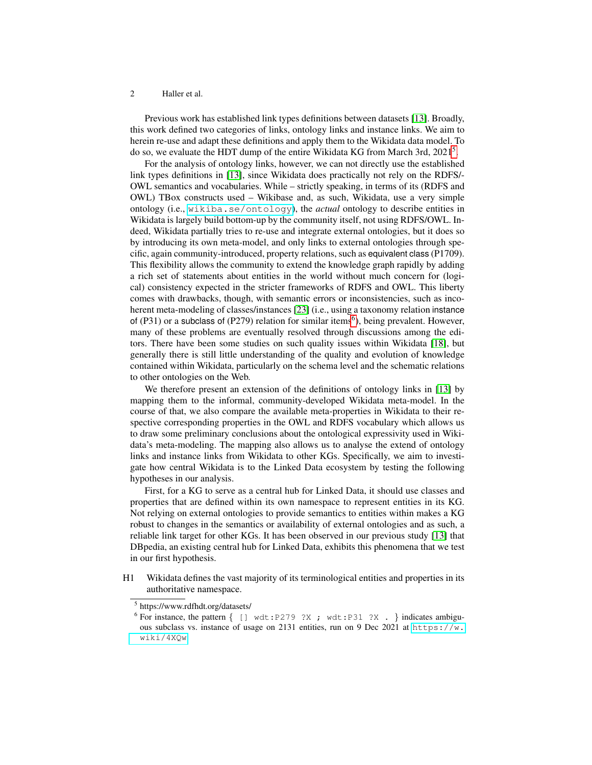Previous work has established link types definitions between datasets [13]. Broadly, this work defined two categories of links, ontology links and instance links. We aim to herein re-use and adapt these definitions and apply them to the Wikidata data model. To do so, we evaluate the HDT dump of the entire Wikidata KG from March 3rd, 2021[5].

For the analysis of ontology links, however, we can not directly use the established link types definitions in [13], since Wikidata does practically not rely on the RDFS/-OWL semantics and vocabularies. While – strictly speaking, in terms of its (RDFS and OWL) TBox constructs used – Wikibase and, as such, Wikidata, use a very simple ontology (i.e., `wikiba.se/ontology`), the *actual* ontology to describe entities in Wikidata is largely build bottom-up by the community itself, not using RDFS/OWL. Indeed, Wikidata partially tries to re-use and integrate external ontologies, but it does so by introducing its own meta-model, and only links to external ontologies through specific, again community-introduced, property relations, such as equivalent class (P1709). This flexibility allows the community to extend the knowledge graph rapidly by adding a rich set of statements about entities in the world without much concern for (logical) consistency expected in the stricter frameworks of RDFS and OWL. This liberty comes with drawbacks, though, with semantic errors or inconsistencies, such as incoherent meta-modeling of classes/instances [23] (i.e., using a taxonomy relation instance of (P31) or a subclass of (P279) relation for similar items[6]), being prevalent. However, many of these problems are eventually resolved through discussions among the editors. There have been some studies on such quality issues within Wikidata [18], but generally there is still little understanding of the quality and evolution of knowledge contained within Wikidata, particularly on the schema level and the schematic relations to other ontologies on the Web.

We therefore present an extension of the definitions of ontology links in [13] by mapping them to the informal, community-developed Wikidata meta-model. In the course of that, we also compare the available meta-properties in Wikidata to their respective corresponding properties in the OWL and RDFS vocabulary which allows us to draw some preliminary conclusions about the ontological expressivity used in Wikidata's meta-modeling. The mapping also allows us to analyse the extend of ontology links and instance links from Wikidata to other KGs. Specifically, we aim to investigate how central Wikidata is to the Linked Data ecosystem by testing the following hypotheses in our analysis.

First, for a KG to serve as a central hub for Linked Data, it should use classes and properties that are defined within its own namespace to represent entities in its KG. Not relying on external ontologies to provide semantics to entities within makes a KG robust to changes in the semantics or availability of external ontologies and as such, a reliable link target for other KGs. It has been observed in our previous study [13] that DBpedia, an existing central hub for Linked Data, exhibits this phenomena that we test in our first hypothesis.

H1 Wikidata defines the vast majority of its terminological entities and properties in its authoritative namespace.

[5] https://www.rdfhdt.org/datasets/

[6] For instance, the pattern { `[] wdt:P279 ?X ; wdt:P31 ?X .` } indicates ambiguous subclass vs. instance of usage on 2131 entities, run on 9 Dec 2021 at `https://w.wiki/4XQw`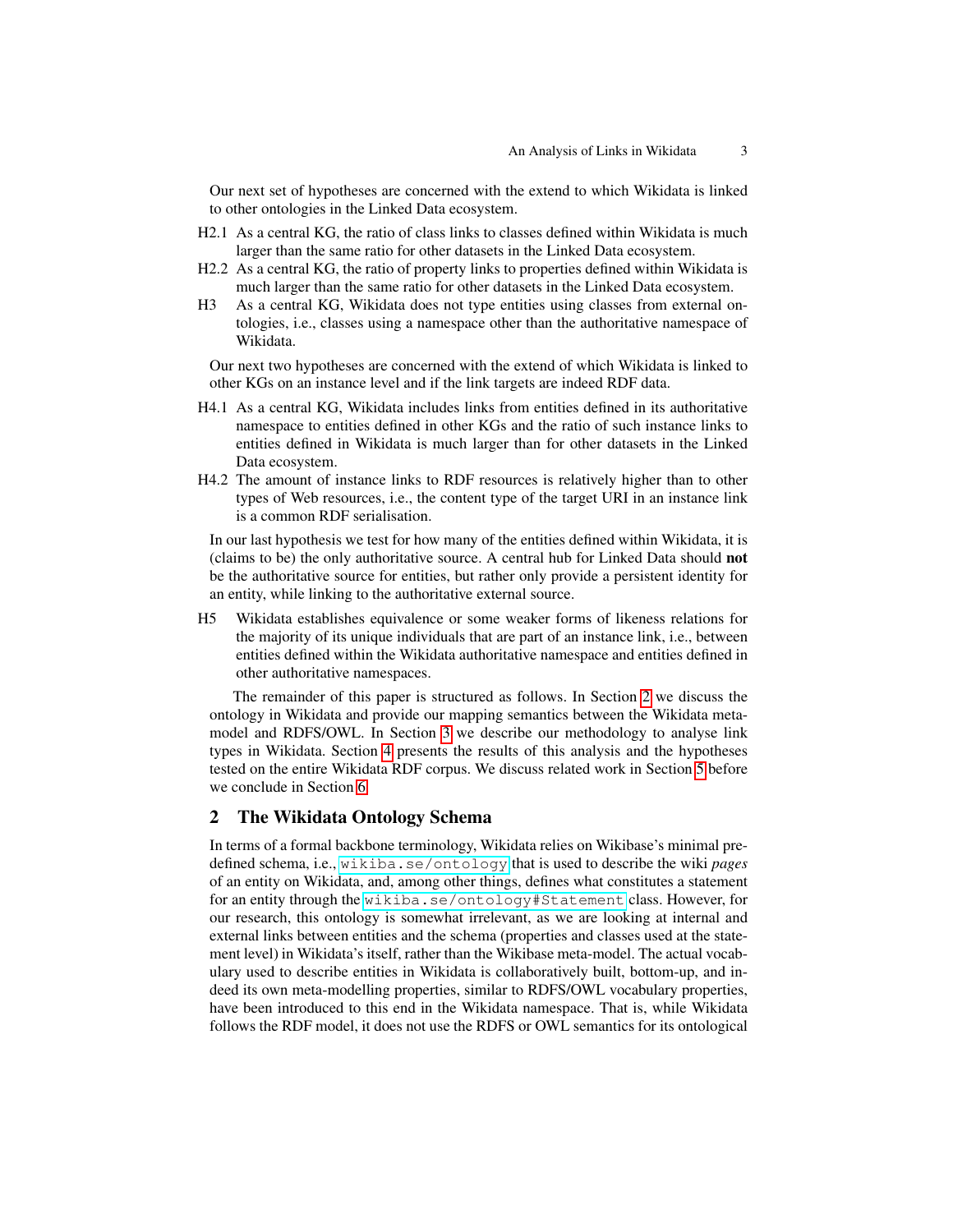Our next set of hypotheses are concerned with the extend to which Wikidata is linked to other ontologies in the Linked Data ecosystem.

- H2.1 As a central KG, the ratio of class links to classes defined within Wikidata is much larger than the same ratio for other datasets in the Linked Data ecosystem.
- H2.2 As a central KG, the ratio of property links to properties defined within Wikidata is much larger than the same ratio for other datasets in the Linked Data ecosystem.
- H3 As a central KG, Wikidata does not type entities using classes from external ontologies, i.e., classes using a namespace other than the authoritative namespace of Wikidata.

Our next two hypotheses are concerned with the extend of which Wikidata is linked to other KGs on an instance level and if the link targets are indeed RDF data.

- H4.1 As a central KG, Wikidata includes links from entities defined in its authoritative namespace to entities defined in other KGs and the ratio of such instance links to entities defined in Wikidata is much larger than for other datasets in the Linked Data ecosystem.
- H4.2 The amount of instance links to RDF resources is relatively higher than to other types of Web resources, i.e., the content type of the target URI in an instance link is a common RDF serialisation.

In our last hypothesis we test for how many of the entities defined within Wikidata, it is (claims to be) the only authoritative source. A central hub for Linked Data should **not** be the authoritative source for entities, but rather only provide a persistent identity for an entity, while linking to the authoritative external source.

- H5 Wikidata establishes equivalence or some weaker forms of likeness relations for the majority of its unique individuals that are part of an instance link, i.e., between entities defined within the Wikidata authoritative namespace and entities defined in other authoritative namespaces.

The remainder of this paper is structured as follows. In Section 2 we discuss the ontology in Wikidata and provide our mapping semantics between the Wikidata meta-model and RDFS/OWL. In Section 3 we describe our methodology to analyse link types in Wikidata. Section 4 presents the results of this analysis and the hypotheses tested on the entire Wikidata RDF corpus. We discuss related work in Section 5 before we conclude in Section 6.

## 2 The Wikidata Ontology Schema

In terms of a formal backbone terminology, Wikidata relies on Wikibase's minimal predefined schema, i.e., `wikiba.se/ontology` that is used to describe the wiki *pages* of an entity on Wikidata, and, among other things, defines what constitutes a statement for an entity through the `wikiba.se/ontology#Statement` class. However, for our research, this ontology is somewhat irrelevant, as we are looking at internal and external links between entities and the schema (properties and classes used at the statement level) in Wikidata's itself, rather than the Wikibase meta-model. The actual vocabulary used to describe entities in Wikidata is collaboratively built, bottom-up, and indeed its own meta-modelling properties, similar to RDFS/OWL vocabulary properties, have been introduced to this end in the Wikidata namespace. That is, while Wikidata follows the RDF model, it does not use the RDFS or OWL semantics for its ontological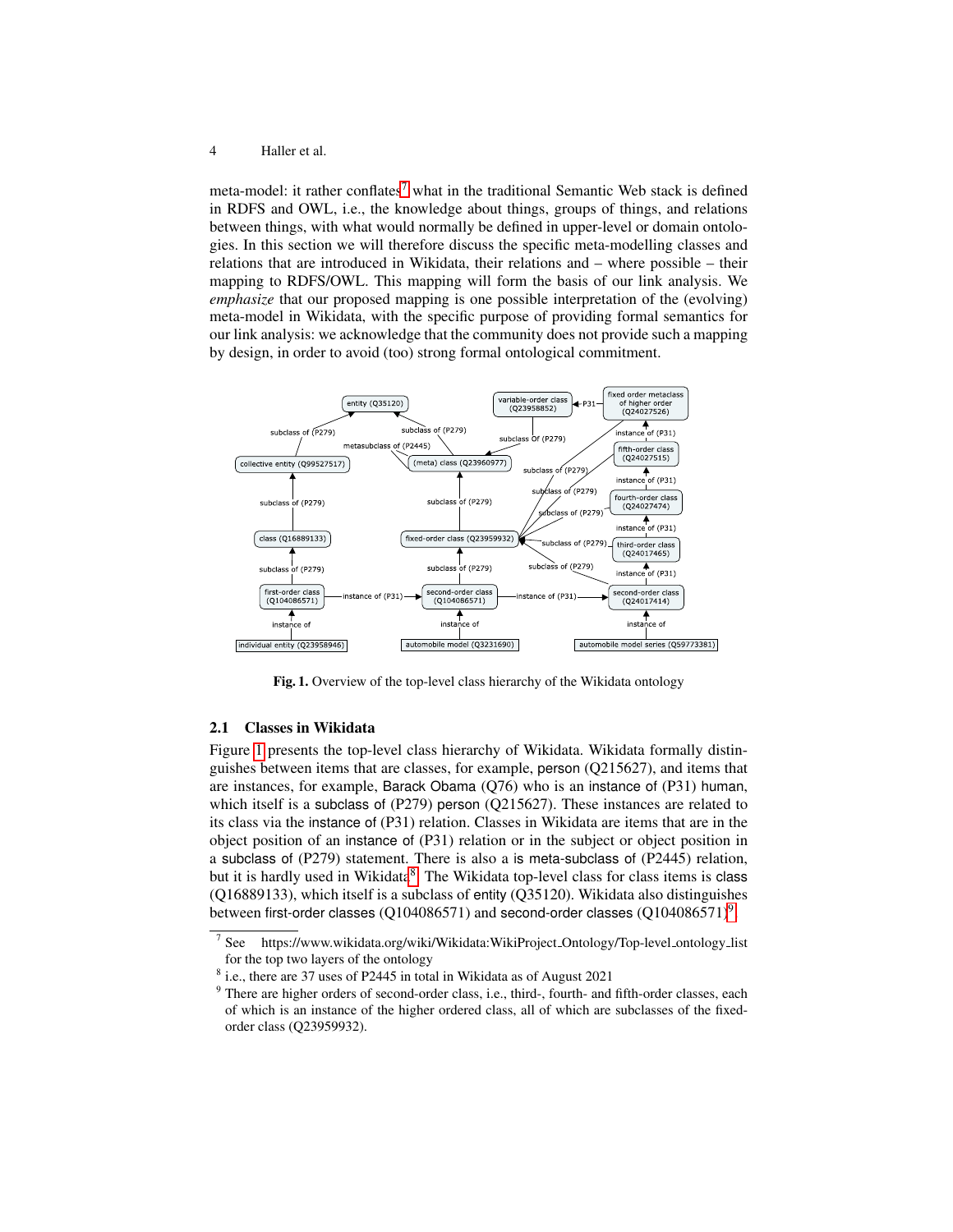meta-model: it rather conflates[7] what in the traditional Semantic Web stack is defined in RDFS and OWL, i.e., the knowledge about things, groups of things, and relations between things, with what would normally be defined in upper-level or domain ontologies. In this section we will therefore discuss the specific meta-modelling classes and relations that are introduced in Wikidata, their relations and – where possible – their mapping to RDFS/OWL. This mapping will form the basis of our link analysis. We *emphasize* that our proposed mapping is one possible interpretation of the (evolving) meta-model in Wikidata, with the specific purpose of providing formal semantics for our link analysis: we acknowledge that the community does not provide such a mapping by design, in order to avoid (too) strong formal ontological commitment.

**Fig. 1.** Overview of the top-level class hierarchy of the Wikidata ontology

## 2.1 Classes in Wikidata

Figure 1 presents the top-level class hierarchy of Wikidata. Wikidata formally distinguishes between items that are classes, for example, person (Q215627), and items that are instances, for example, Barack Obama (Q76) who is an instance of (P31) human, which itself is a subclass of (P279) person (Q215627). These instances are related to its class via the instance of (P31) relation. Classes in Wikidata are items that are in the object position of an instance of (P31) relation or in the subject or object position in a subclass of (P279) statement. There is also a is meta-subclass of (P2445) relation, but it is hardly used in Wikidata[8]. The Wikidata top-level class for class items is class (Q16889133), which itself is a subclass of entity (Q35120). Wikidata also distinguishes between first-order classes (Q104086571) and second-order classes (Q104086571)[9].

[7] See https://www.wikidata.org/wiki/Wikidata:WikiProject_Ontology/Top-level_ontology_list for the top two layers of the ontology

[8] i.e., there are 37 uses of P2445 in total in Wikidata as of August 2021

[9] There are higher orders of second-order class, i.e., third-, fourth- and fifth-order classes, each of which is an instance of the higher ordered class, all of which are subclasses of the fixed-order class (Q23959932).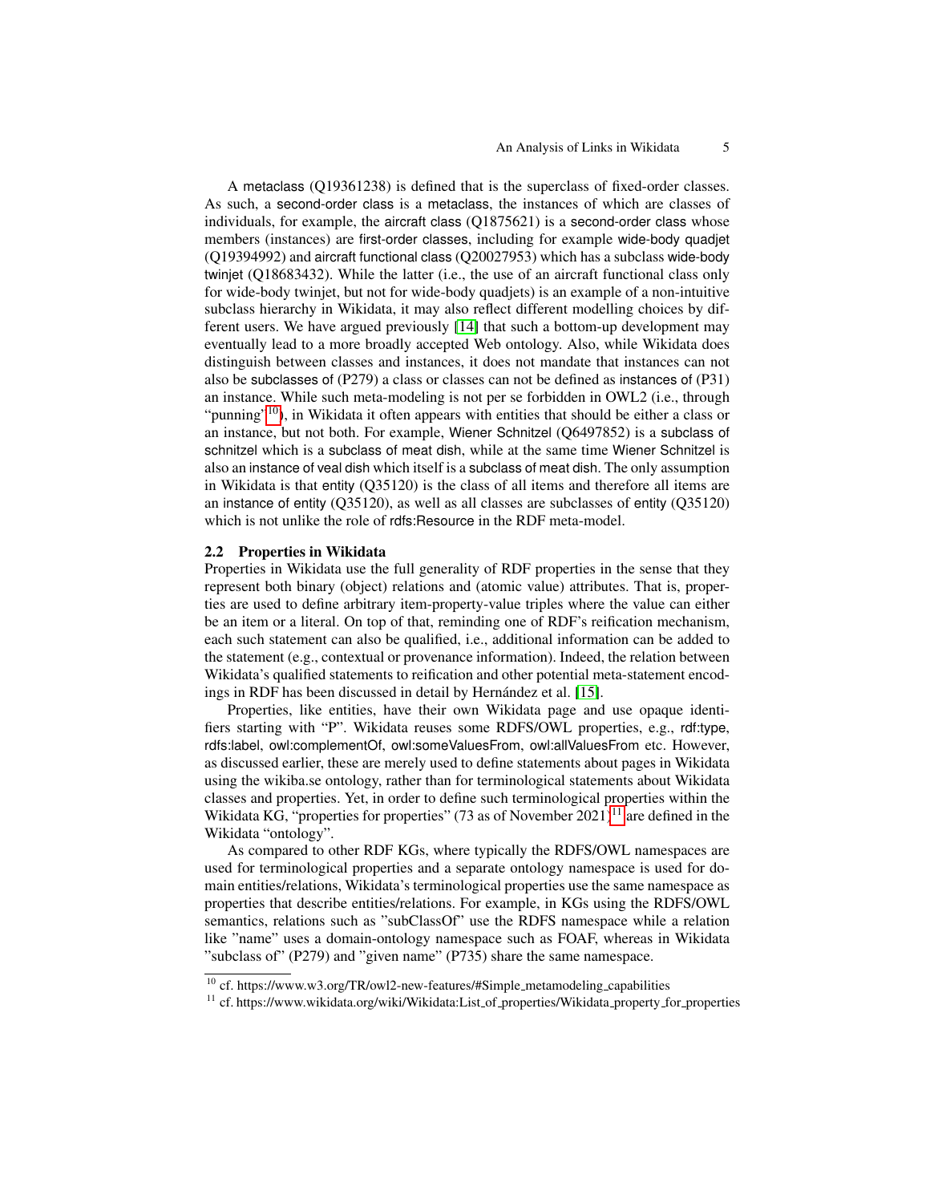A metaclass (Q19361238) is defined that is the superclass of fixed-order classes. As such, a second-order class is a metaclass, the instances of which are classes of individuals, for example, the aircraft class (Q1875621) is a second-order class whose members (instances) are first-order classes, including for example wide-body quadjet (Q19394992) and aircraft functional class (Q20027953) which has a subclass wide-body twinjet (Q18683432). While the latter (i.e., the use of an aircraft functional class only for wide-body twinjet, but not for wide-body quadjets) is an example of a non-intuitive subclass hierarchy in Wikidata, it may also reflect different modelling choices by different users. We have argued previously [14] that such a bottom-up development may eventually lead to a more broadly accepted Web ontology. Also, while Wikidata does distinguish between classes and instances, it does not mandate that instances can not also be subclasses of (P279) a class or classes can not be defined as instances of (P31) an instance. While such meta-modeling is not per se forbidden in OWL2 (i.e., through "punning"[10]), in Wikidata it often appears with entities that should be either a class or an instance, but not both. For example, Wiener Schnitzel (Q6497852) is a subclass of schnitzel which is a subclass of meat dish, while at the same time Wiener Schnitzel is also an instance of veal dish which itself is a subclass of meat dish. The only assumption in Wikidata is that entity (Q35120) is the class of all items and therefore all items are an instance of entity (Q35120), as well as all classes are subclasses of entity (Q35120) which is not unlike the role of rdfs:Resource in the RDF meta-model.

### 2.2 Properties in Wikidata

Properties in Wikidata use the full generality of RDF properties in the sense that they represent both binary (object) relations and (atomic value) attributes. That is, properties are used to define arbitrary item-property-value triples where the value can either be an item or a literal. On top of that, reminding one of RDF's reification mechanism, each such statement can also be qualified, i.e., additional information can be added to the statement (e.g., contextual or provenance information). Indeed, the relation between Wikidata's qualified statements to reification and other potential meta-statement encodings in RDF has been discussed in detail by Hernández et al. [15].

Properties, like entities, have their own Wikidata page and use opaque identifiers starting with "P". Wikidata reuses some RDFS/OWL properties, e.g., rdf:type, rdfs:label, owl:complementOf, owl:someValuesFrom, owl:allValuesFrom etc. However, as discussed earlier, these are merely used to define statements about pages in Wikidata using the wikiba.se ontology, rather than for terminological statements about Wikidata classes and properties. Yet, in order to define such terminological properties within the Wikidata KG, "properties for properties" (73 as of November 2021)[11] are defined in the Wikidata "ontology".

As compared to other RDF KGs, where typically the RDFS/OWL namespaces are used for terminological properties and a separate ontology namespace is used for domain entities/relations, Wikidata's terminological properties use the same namespace as properties that describe entities/relations. For example, in KGs using the RDFS/OWL semantics, relations such as "subClassOf" use the RDFS namespace while a relation like "name" uses a domain-ontology namespace such as FOAF, whereas in Wikidata "subclass of" (P279) and "given name" (P735) share the same namespace.

[10] cf. https://www.w3.org/TR/owl2-new-features/#Simple_metamodeling_capabilities

[11] cf. https://www.wikidata.org/wiki/Wikidata:List_of_properties/Wikidata_property_for_properties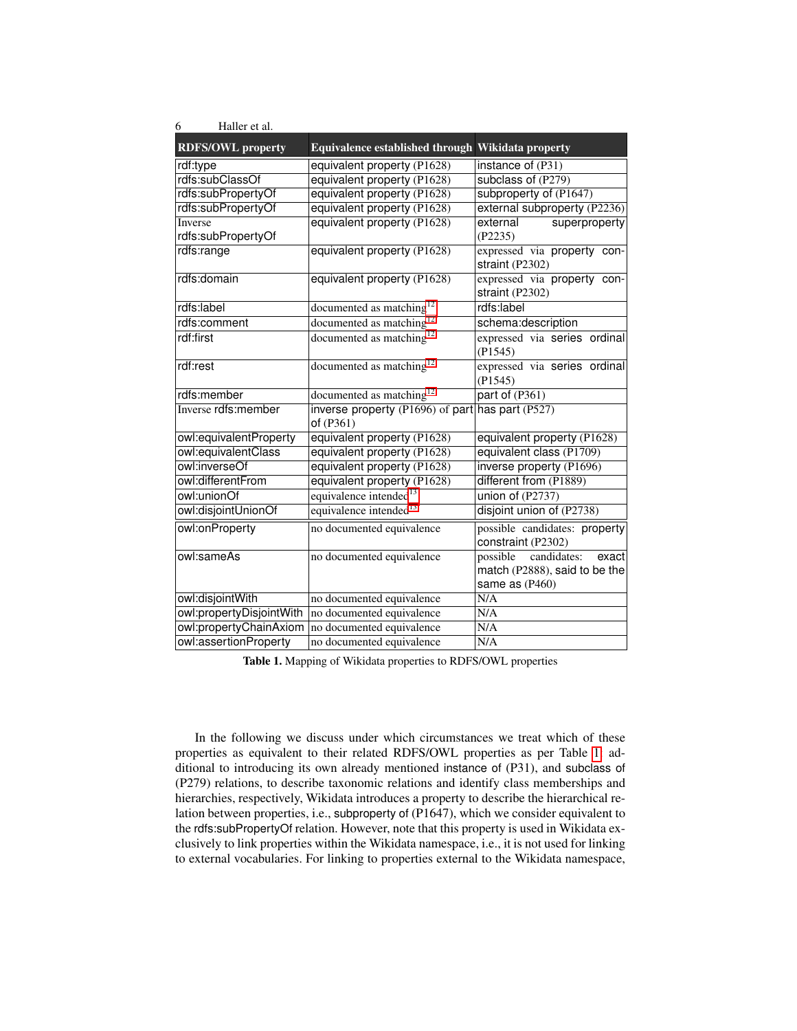| RDFS/OWL property | Equivalence established through | Wikidata property |
| --- | --- | --- |
| rdf:type | equivalent property (P1628) | instance of (P31) |
| rdfs:subClassOf | equivalent property (P1628) | subclass of (P279) |
| rdfs:subPropertyOf | equivalent property (P1628) | subproperty of (P1647) |
| rdfs:subPropertyOf | equivalent property (P1628) | external subproperty (P2236) |
| Inverse rdfs:subPropertyOf | equivalent property (P1628) | external superproperty (P2235) |
| rdfs:range | equivalent property (P1628) | expressed via property constraint (P2302) |
| rdfs:domain | equivalent property (P1628) | expressed via property constraint (P2302) |
| rdfs:label | documented as matching[12] | rdfs:label |
| rdfs:comment | documented as matching[12] | schema:description |
| rdf:first | documented as matching[12] | expressed via series ordinal (P1545) |
| rdf:rest | documented as matching[12] | expressed via series ordinal (P1545) |
| rdfs:member | documented as matching[12] | part of (P361) |
| Inverse rdfs:member | inverse property (P1696) of part of (P361) | has part (P527) |
| owl:equivalentProperty | equivalent property (P1628) | equivalent property (P1628) |
| owl:equivalentClass | equivalent property (P1628) | equivalent class (P1709) |
| owl:inverseOf | equivalent property (P1628) | inverse property (P1696) |
| owl:differentFrom | equivalent property (P1628) | different from (P1889) |
| owl:unionOf | equivalence intended[13] | union of (P2737) |
| owl:disjointUnionOf | equivalence intended[13] | disjoint union of (P2738) |
| owl:onProperty | no documented equivalence | possible candidates: property constraint (P2302) |
| owl:sameAs | no documented equivalence | possible candidates: exact match (P2888), said to be the same as (P460) |
| owl:disjointWith | no documented equivalence | N/A |
| owl:propertyDisjointWith | no documented equivalence | N/A |
| owl:propertyChainAxiom | no documented equivalence | N/A |
| owl:assertionProperty | no documented equivalence | N/A |

**Table 1.** Mapping of Wikidata properties to RDFS/OWL properties

In the following we discuss under which circumstances we treat which of these properties as equivalent to their related RDFS/OWL properties as per Table 1: additional to introducing its own already mentioned instance of (P31), and subclass of (P279) relations, to describe taxonomic relations and identify class memberships and hierarchies, respectively, Wikidata introduces a property to describe the hierarchical relation between properties, i.e., subproperty of (P1647), which we consider equivalent to the rdfs:subPropertyOf relation. However, note that this property is used in Wikidata exclusively to link properties within the Wikidata namespace, i.e., it is not used for linking to external vocabularies. For linking to properties external to the Wikidata namespace,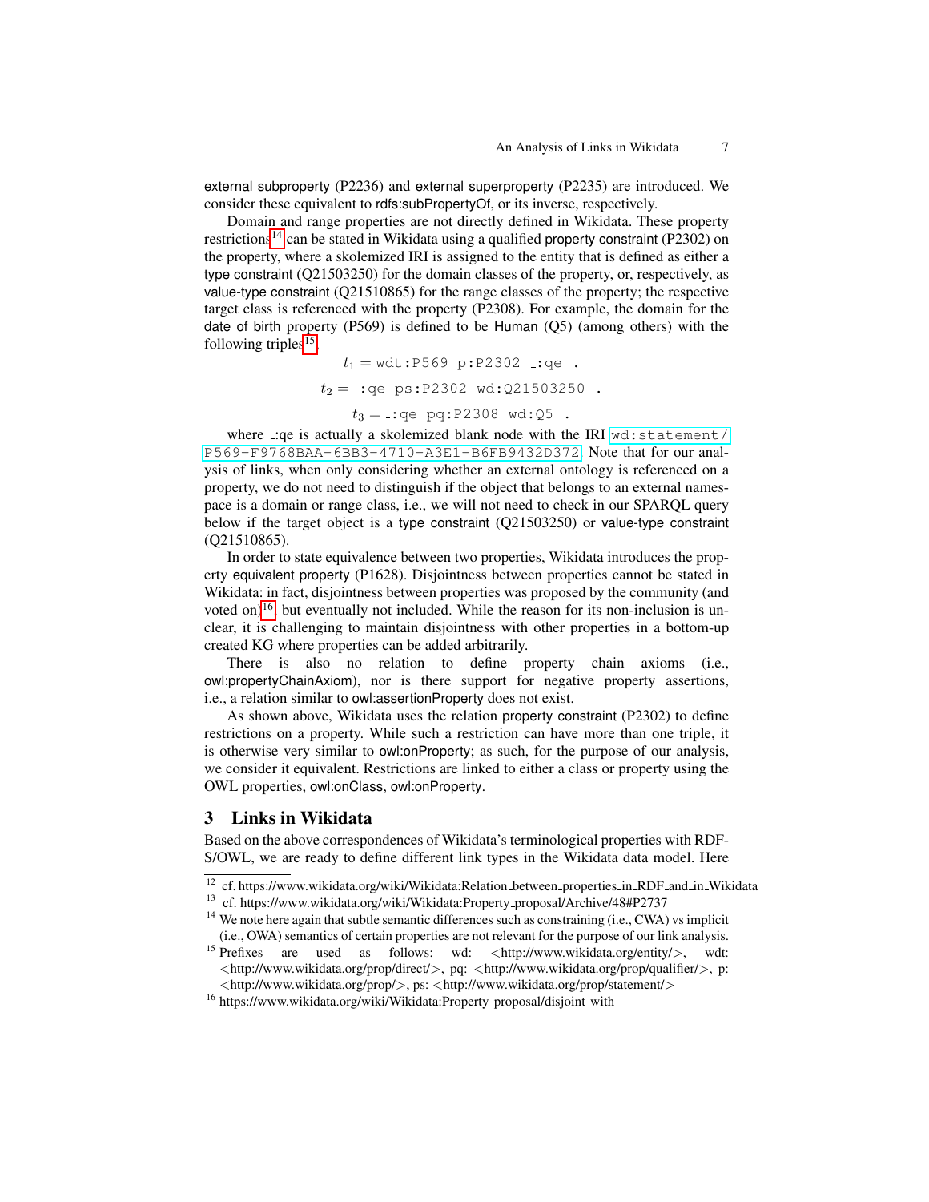external subproperty (P2236) and external superproperty (P2235) are introduced. We consider these equivalent to rdfs:subPropertyOf, or its inverse, respectively.

Domain and range properties are not directly defined in Wikidata. These property restrictions[14] can be stated in Wikidata using a qualified property constraint (P2302) on the property, where a skolemized IRI is assigned to the entity that is defined as either a type constraint (Q21503250) for the domain classes of the property, or, respectively, as value-type constraint (Q21510865) for the range classes of the property; the respective target class is referenced with the property (P2308). For example, the domain for the date of birth property (P569) is defined to be Human (Q5) (among others) with the following triples[15]

$$t_1 = \texttt{wdt:P569 p:P2302 \_:qe .}$$

$$t_2 = \texttt{\_:qe ps:P2302 wd:Q21503250 .}$$

$$t_3 = \texttt{\_:qe pq:P2308 wd:Q5 .}$$

where _:qe is actually a skolemized blank node with the IRI `wd:statement/P569-F9768BAA-6BB3-4710-A3E1-B6FB9432D372`. Note that for our analysis of links, when only considering whether an external ontology is referenced on a property, we do not need to distinguish if the object that belongs to an external namespace is a domain or range class, i.e., we will not need to check in our SPARQL query below if the target object is a type constraint (Q21503250) or value-type constraint (Q21510865).

In order to state equivalence between two properties, Wikidata introduces the property equivalent property (P1628). Disjointness between properties cannot be stated in Wikidata: in fact, disjointness between properties was proposed by the community (and voted on)[16] but eventually not included. While the reason for its non-inclusion is unclear, it is challenging to maintain disjointness with other properties in a bottom-up created KG where properties can be added arbitrarily.

There is also no relation to define property chain axioms (i.e., owl:propertyChainAxiom), nor is there support for negative property assertions, i.e., a relation similar to owl:assertionProperty does not exist.

As shown above, Wikidata uses the relation property constraint (P2302) to define restrictions on a property. While such a restriction can have more than one triple, it is otherwise very similar to owl:onProperty; as such, for the purpose of our analysis, we consider it equivalent. Restrictions are linked to either a class or property using the OWL properties, owl:onClass, owl:onProperty.

## 3 Links in Wikidata

Based on the above correspondences of Wikidata's terminological properties with RDFS/OWL, we are ready to define different link types in the Wikidata data model. Here

---

[12] cf. https://www.wikidata.org/wiki/Wikidata:Relation_between_properties_in_RDF_and_in_Wikidata

[13] cf. https://www.wikidata.org/wiki/Wikidata:Property_proposal/Archive/48#P2737

[14] We note here again that subtle semantic differences such as constraining (i.e., CWA) vs implicit (i.e., OWA) semantics of certain properties are not relevant for the purpose of our link analysis.

[15] Prefixes are used as follows: wd: <http://www.wikidata.org/entity/>, wdt: <http://www.wikidata.org/prop/direct/>, pq: <http://www.wikidata.org/prop/qualifier/>, p: <http://www.wikidata.org/prop/>, ps: <http://www.wikidata.org/prop/statement/>

[16] https://www.wikidata.org/wiki/Wikidata:Property_proposal/disjoint_with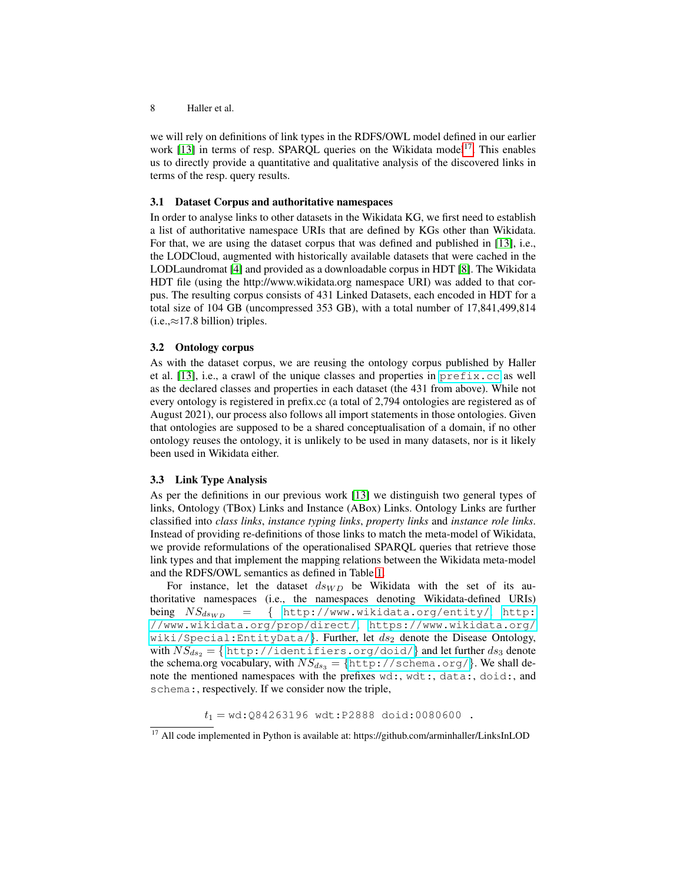we will rely on definitions of link types in the RDFS/OWL model defined in our earlier work [13] in terms of resp. SPARQL queries on the Wikidata model[17]. This enables us to directly provide a quantitative and qualitative analysis of the discovered links in terms of the resp. query results.

### 3.1 Dataset Corpus and authoritative namespaces

In order to analyse links to other datasets in the Wikidata KG, we first need to establish a list of authoritative namespace URIs that are defined by KGs other than Wikidata. For that, we are using the dataset corpus that was defined and published in [13], i.e., the LODCloud, augmented with historically available datasets that were cached in the LODLaundromat [4] and provided as a downloadable corpus in HDT [8]. The Wikidata HDT file (using the http://www.wikidata.org namespace URI) was added to that corpus. The resulting corpus consists of 431 Linked Datasets, each encoded in HDT for a total size of 104 GB (uncompressed 353 GB), with a total number of 17,841,499,814 (i.e.,≈17.8 billion) triples.

### 3.2 Ontology corpus

As with the dataset corpus, we are reusing the ontology corpus published by Haller et al. [13], i.e., a crawl of the unique classes and properties in `prefix.cc` as well as the declared classes and properties in each dataset (the 431 from above). While not every ontology is registered in prefix.cc (a total of 2,794 ontologies are registered as of August 2021), our process also follows all import statements in those ontologies. Given that ontologies are supposed to be a shared conceptualisation of a domain, if no other ontology reuses the ontology, it is unlikely to be used in many datasets, nor is it likely been used in Wikidata either.

### 3.3 Link Type Analysis

As per the definitions in our previous work [13] we distinguish two general types of links, Ontology (TBox) Links and Instance (ABox) Links. Ontology Links are further classified into *class links*, *instance typing links*, *property links* and *instance role links*. Instead of providing re-definitions of those links to match the meta-model of Wikidata, we provide reformulations of the operationalised SPARQL queries that retrieve those link types and that implement the mapping relations between the Wikidata meta-model and the RDFS/OWL semantics as defined in Table 1.

For instance, let the dataset $ds_{WD}$ be Wikidata with the set of its authoritative namespaces (i.e., the namespaces denoting Wikidata-defined URIs) being $NS_{ds_{WD}} = \{$ `http://www.wikidata.org/entity/`, `http://www.wikidata.org/prop/direct/`, `https://www.wikidata.org/wiki/Special:EntityData/`$\}$. Further, let $ds_2$ denote the Disease Ontology, with $NS_{ds_2} = \{$ `http://identifiers.org/doid/`$\}$ and let further $ds_3$ denote the schema.org vocabulary, with $NS_{ds_3} = \{$`http://schema.org/`$\}$. We shall denote the mentioned namespaces with the prefixes `wd:`, `wdt:`, `data:`, `doid:`, and `schema:`, respectively. If we consider now the triple,

$t_1 =$ `wd:Q84263196 wdt:P2888 doid:0080600 .`

[17] All code implemented in Python is available at: https://github.com/arminhaller/LinksInLOD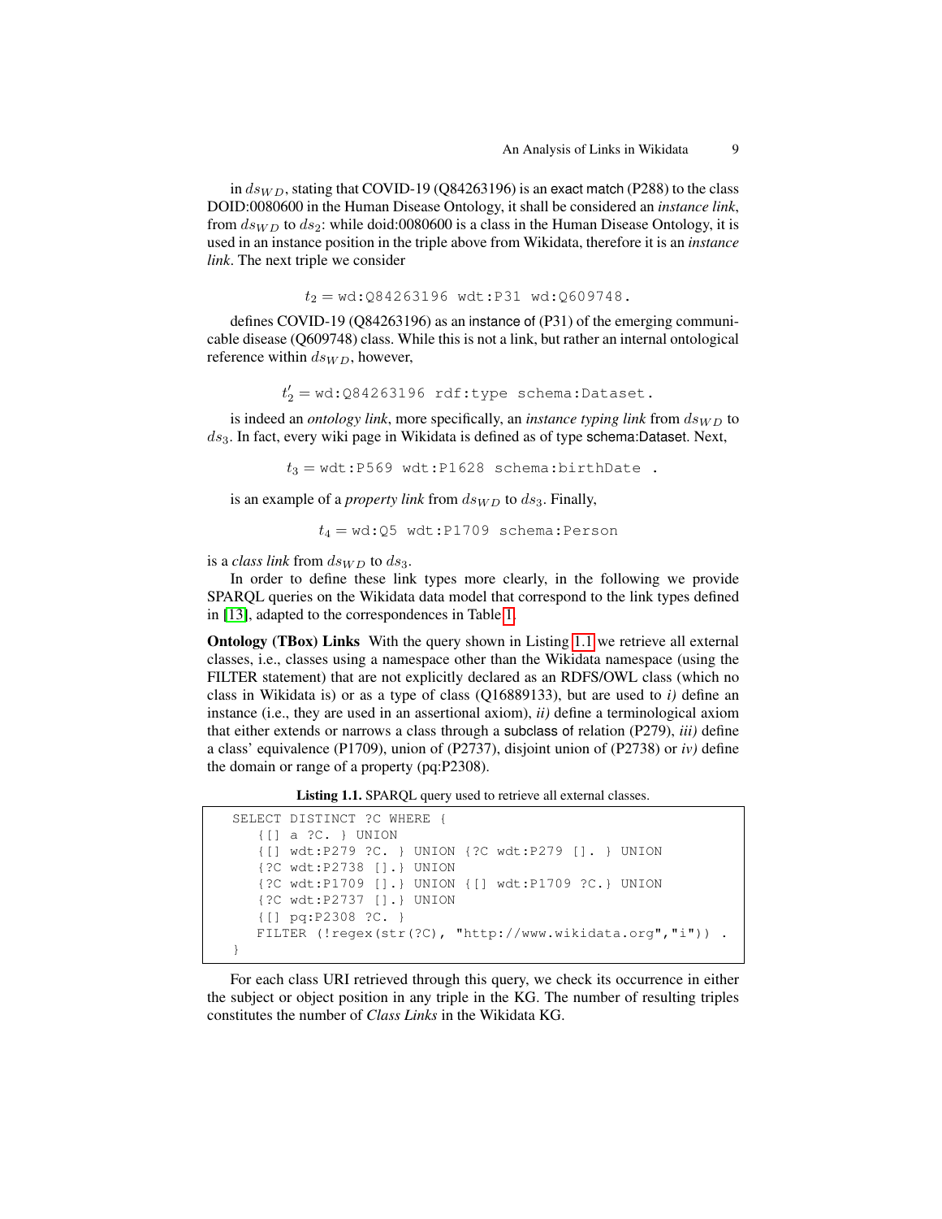in $ds_{WD}$, stating that COVID-19 (Q84263196) is an exact match (P288) to the class DOID:0080600 in the Human Disease Ontology, it shall be considered an *instance link*, from $ds_{WD}$ to $ds_2$: while doid:0080600 is a class in the Human Disease Ontology, it is used in an instance position in the triple above from Wikidata, therefore it is an *instance link*. The next triple we consider

$$t_2 = \texttt{wd:Q84263196 wdt:P31 wd:Q609748.}$$

defines COVID-19 (Q84263196) as an instance of (P31) of the emerging communicable disease (Q609748) class. While this is not a link, but rather an internal ontological reference within $ds_{WD}$, however,

$$t'_2 = \texttt{wd:Q84263196 rdf:type schema:Dataset.}$$

is indeed an *ontology link*, more specifically, an *instance typing link* from $ds_{WD}$ to $ds_3$. In fact, every wiki page in Wikidata is defined as of type schema:Dataset. Next,

$$t_3 = \texttt{wdt:P569 wdt:P1628 schema:birthDate .}$$

is an example of a *property link* from $ds_{WD}$ to $ds_3$. Finally,

$$t_4 = \texttt{wd:Q5 wdt:P1709 schema:Person}$$

is a *class link* from $ds_{WD}$ to $ds_3$.

In order to define these link types more clearly, in the following we provide SPARQL queries on the Wikidata data model that correspond to the link types defined in [13], adapted to the correspondences in Table 1.

**Ontology (TBox) Links** With the query shown in Listing 1.1 we retrieve all external classes, i.e., classes using a namespace other than the Wikidata namespace (using the FILTER statement) that are not explicitly declared as an RDFS/OWL class (which no class in Wikidata is) or as a type of class (Q16889133), but are used to *i)* define an instance (i.e., they are used in an assertional axiom), *ii)* define a terminological axiom that either extends or narrows a class through a subclass of relation (P279), *iii)* define a class' equivalence (P1709), union of (P2737), disjoint union of (P2738) or *iv)* define the domain or range of a property (pq:P2308).

**Listing 1.1.** SPARQL query used to retrieve all external classes.

```
SELECT DISTINCT ?C WHERE {
   {[] a ?C. } UNION
   {[] wdt:P279 ?C. } UNION {?C wdt:P279 []. } UNION
   {?C wdt:P2738 [].} UNION
   {?C wdt:P1709 [].} UNION {[] wdt:P1709 ?C.} UNION
   {?C wdt:P2737 [].} UNION
   {[] pq:P2308 ?C. }
   FILTER (!regex(str(?C), "http://www.wikidata.org","i")) .
}
```

For each class URI retrieved through this query, we check its occurrence in either the subject or object position in any triple in the KG. The number of resulting triples constitutes the number of *Class Links* in the Wikidata KG.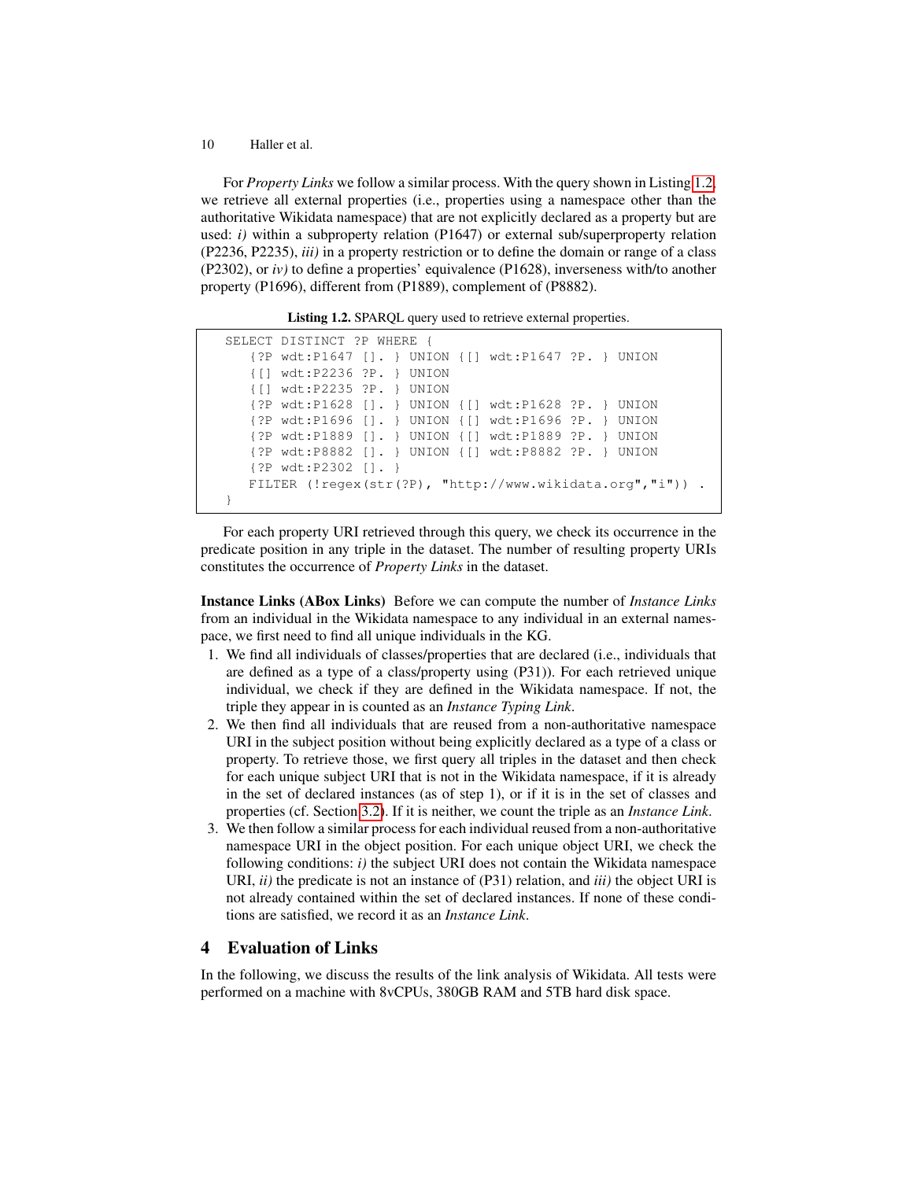For *Property Links* we follow a similar process. With the query shown in Listing 1.2, we retrieve all external properties (i.e., properties using a namespace other than the authoritative Wikidata namespace) that are not explicitly declared as a property but are used: *i)* within a subproperty relation (P1647) or external sub/superproperty relation (P2236, P2235), *iii)* in a property restriction or to define the domain or range of a class (P2302), or *iv)* to define a properties' equivalence (P1628), inverseness with/to another property (P1696), different from (P1889), complement of (P8882).

**Listing 1.2.** SPARQL query used to retrieve external properties.

```
SELECT DISTINCT ?P WHERE {
   {?P wdt:P1647 []. } UNION {[] wdt:P1647 ?P. } UNION
   {[] wdt:P2236 ?P. } UNION
   {[] wdt:P2235 ?P. } UNION
   {?P wdt:P1628 []. } UNION {[] wdt:P1628 ?P. } UNION
   {?P wdt:P1696 []. } UNION {[] wdt:P1696 ?P. } UNION
   {?P wdt:P1889 []. } UNION {[] wdt:P1889 ?P. } UNION
   {?P wdt:P8882 []. } UNION {[] wdt:P8882 ?P. } UNION
   {?P wdt:P2302 []. }
   FILTER (!regex(str(?P), "http://www.wikidata.org","i")) .
}
```

For each property URI retrieved through this query, we check its occurrence in the predicate position in any triple in the dataset. The number of resulting property URIs constitutes the occurrence of *Property Links* in the dataset.

**Instance Links (ABox Links)** Before we can compute the number of *Instance Links* from an individual in the Wikidata namespace to any individual in an external namespace, we first need to find all unique individuals in the KG.

1. We find all individuals of classes/properties that are declared (i.e., individuals that are defined as a type of a class/property using (P31)). For each retrieved unique individual, we check if they are defined in the Wikidata namespace. If not, the triple they appear in is counted as an *Instance Typing Link*.
2. We then find all individuals that are reused from a non-authoritative namespace URI in the subject position without being explicitly declared as a type of a class or property. To retrieve those, we first query all triples in the dataset and then check for each unique subject URI that is not in the Wikidata namespace, if it is already in the set of declared instances (as of step 1), or if it is in the set of classes and properties (cf. Section 3.2). If it is neither, we count the triple as an *Instance Link*.
3. We then follow a similar process for each individual reused from a non-authoritative namespace URI in the object position. For each unique object URI, we check the following conditions: *i)* the subject URI does not contain the Wikidata namespace URI, *ii)* the predicate is not an instance of (P31) relation, and *iii)* the object URI is not already contained within the set of declared instances. If none of these conditions are satisfied, we record it as an *Instance Link*.

## 4 Evaluation of Links

In the following, we discuss the results of the link analysis of Wikidata. All tests were performed on a machine with 8vCPUs, 380GB RAM and 5TB hard disk space.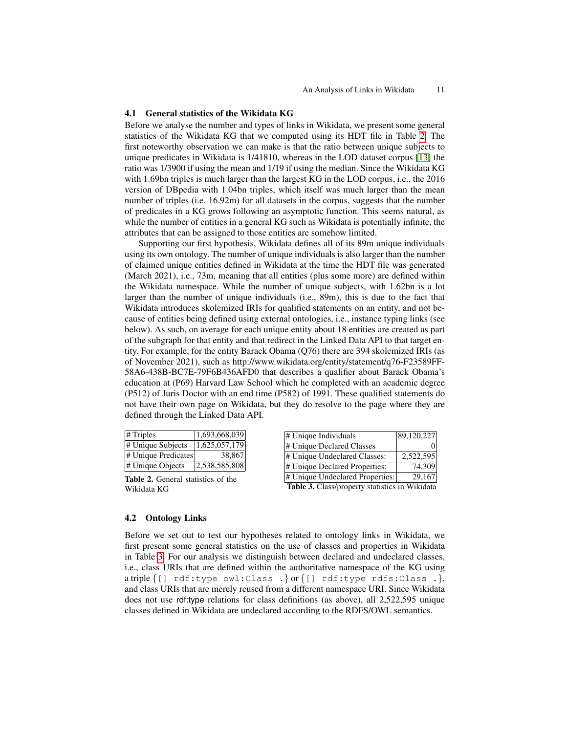### 4.1 General statistics of the Wikidata KG

Before we analyse the number and types of links in Wikidata, we present some general statistics of the Wikidata KG that we computed using its HDT file in Table 2. The first noteworthy observation we can make is that the ratio between unique subjects to unique predicates in Wikidata is 1/41810, whereas in the LOD dataset corpus [13] the ratio was 1/3900 if using the mean and 1/19 if using the median. Since the Wikidata KG with 1.69bn triples is much larger than the largest KG in the LOD corpus, i.e., the 2016 version of DBpedia with 1.04bn triples, which itself was much larger than the mean number of triples (i.e. 16.92m) for all datasets in the corpus, suggests that the number of predicates in a KG grows following an asymptotic function. This seems natural, as while the number of entities in a general KG such as Wikidata is potentially infinite, the attributes that can be assigned to those entities are somehow limited.

Supporting our first hypothesis, Wikidata defines all of its 89m unique individuals using its own ontology. The number of unique individuals is also larger than the number of claimed unique entities defined in Wikidata at the time the HDT file was generated (March 2021), i.e., 73m, meaning that all entities (plus some more) are defined within the Wikidata namespace. While the number of unique subjects, with 1.62bn is a lot larger than the number of unique individuals (i.e., 89m), this is due to the fact that Wikidata introduces skolemized IRIs for qualified statements on an entity, and not because of entities being defined using external ontologies, i.e., instance typing links (see below). As such, on average for each unique entity about 18 entities are created as part of the subgraph for that entity and that redirect in the Linked Data API to that target entity. For example, for the entity Barack Obama (Q76) there are 394 skolemized IRIs (as of November 2021), such as http://www.wikidata.org/entity/statement/q76-F23589FF-58A6-438B-BC7E-79F6B436AFD0 that describes a qualifier about Barack Obama's education at (P69) Harvard Law School which he completed with an academic degree (P512) of Juris Doctor with an end time (P582) of 1991. These qualified statements do not have their own page on Wikidata, but they do resolve to the page where they are defined through the Linked Data API.

| # Triples | 1,693,668,039 |
|---|---|
| # Unique Subjects | 1,625,057,179 |
| # Unique Predicates | 38,867 |
| # Unique Objects | 2,538,585,808 |

**Table 2.** General statistics of the Wikidata KG

| # Unique Individuals | 89,120,227 |
|---|---|
| # Unique Declared Classes | 0 |
| # Unique Undeclared Classes: | 2,522,595 |
| # Unique Declared Properties: | 74,309 |
| # Unique Undeclared Properties: | 29,167 |

**Table 3.** Class/property statistics in Wikidata

### 4.2 Ontology Links

Before we set out to test our hypotheses related to ontology links in Wikidata, we first present some general statistics on the use of classes and properties in Wikidata in Table 3. For our analysis we distinguish between declared and undeclared classes, i.e., class URIs that are defined within the authoritative namespace of the KG using a triple {`[] rdf:type owl:Class .`} or {`[] rdf:type rdfs:Class .`}, and class URIs that are merely reused from a different namespace URI. Since Wikidata does not use rdf:type relations for class definitions (as above), all 2,522,595 unique classes defined in Wikidata are undeclared according to the RDFS/OWL semantics.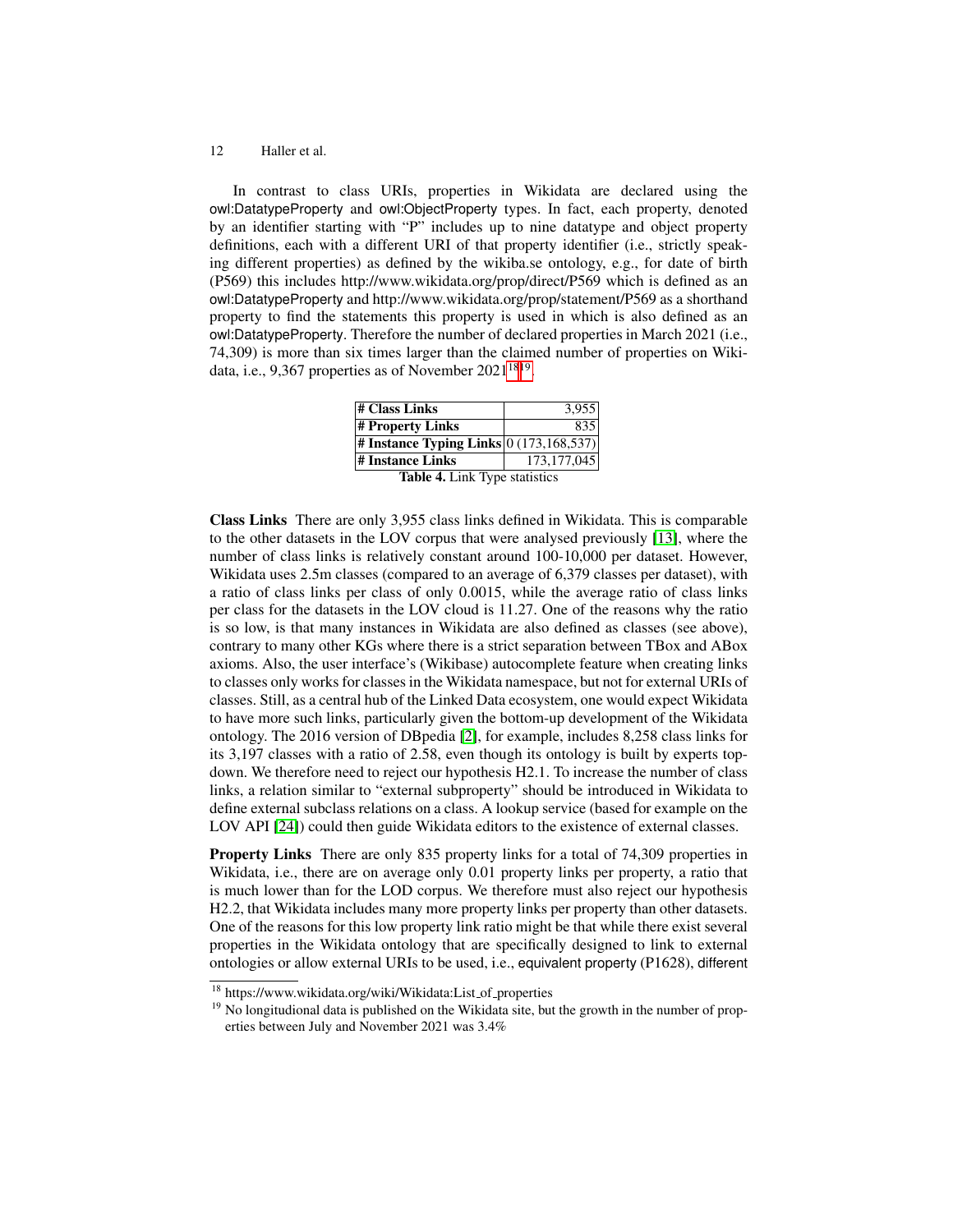In contrast to class URIs, properties in Wikidata are declared using the owl:DatatypeProperty and owl:ObjectProperty types. In fact, each property, denoted by an identifier starting with "P" includes up to nine datatype and object property definitions, each with a different URI of that property identifier (i.e., strictly speaking different properties) as defined by the wikiba.se ontology, e.g., for date of birth (P569) this includes http://www.wikidata.org/prop/direct/P569 which is defined as an owl:DatatypeProperty and http://www.wikidata.org/prop/statement/P569 as a shorthand property to find the statements this property is used in which is also defined as an owl:DatatypeProperty. Therefore the number of declared properties in March 2021 (i.e., 74,309) is more than six times larger than the claimed number of properties on Wikidata, i.e., 9,367 properties as of November 2021[18][19].

| # Class Links | 3,955 |
|---|---|
| # Property Links | 835 |
| # Instance Typing Links | 0 (173,168,537) |
| # Instance Links | 173,177,045 |

**Table 4.** Link Type statistics

**Class Links** There are only 3,955 class links defined in Wikidata. This is comparable to the other datasets in the LOV corpus that were analysed previously [13], where the number of class links is relatively constant around 100-10,000 per dataset. However, Wikidata uses 2.5m classes (compared to an average of 6,379 classes per dataset), with a ratio of class links per class of only 0.0015, while the average ratio of class links per class for the datasets in the LOV cloud is 11.27. One of the reasons why the ratio is so low, is that many instances in Wikidata are also defined as classes (see above), contrary to many other KGs where there is a strict separation between TBox and ABox axioms. Also, the user interface's (Wikibase) autocomplete feature when creating links to classes only works for classes in the Wikidata namespace, but not for external URIs of classes. Still, as a central hub of the Linked Data ecosystem, one would expect Wikidata to have more such links, particularly given the bottom-up development of the Wikidata ontology. The 2016 version of DBpedia [2], for example, includes 8,258 class links for its 3,197 classes with a ratio of 2.58, even though its ontology is built by experts top-down. We therefore need to reject our hypothesis H2.1. To increase the number of class links, a relation similar to "external subproperty" should be introduced in Wikidata to define external subclass relations on a class. A lookup service (based for example on the LOV API [24]) could then guide Wikidata editors to the existence of external classes.

**Property Links** There are only 835 property links for a total of 74,309 properties in Wikidata, i.e., there are on average only 0.01 property links per property, a ratio that is much lower than for the LOD corpus. We therefore must also reject our hypothesis H2.2, that Wikidata includes many more property links per property than other datasets. One of the reasons for this low property link ratio might be that while there exist several properties in the Wikidata ontology that are specifically designed to link to external ontologies or allow external URIs to be used, i.e., equivalent property (P1628), different

[18] https://www.wikidata.org/wiki/Wikidata:List_of_properties

[19] No longitudional data is published on the Wikidata site, but the growth in the number of properties between July and November 2021 was 3.4%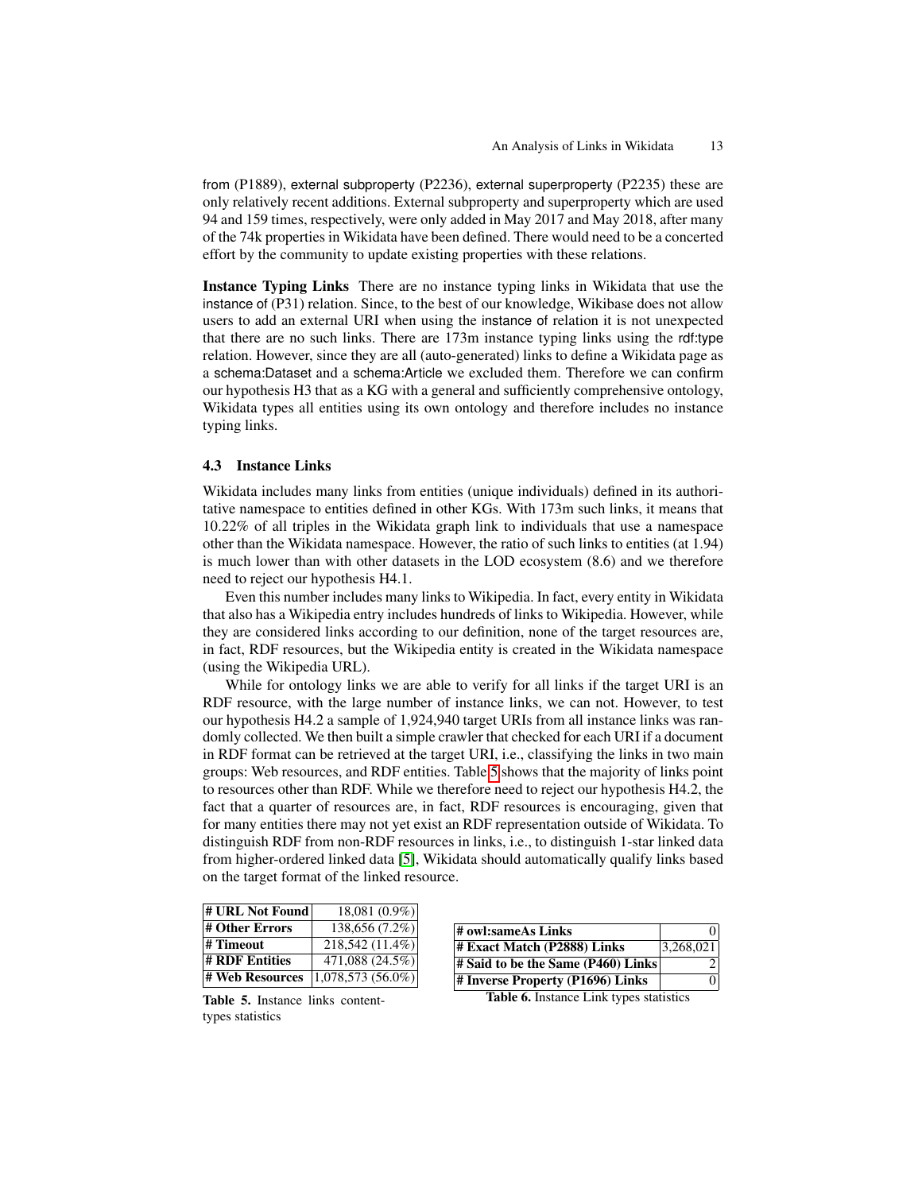from (P1889), external subproperty (P2236), external superproperty (P2235) these are only relatively recent additions. External subproperty and superproperty which are used 94 and 159 times, respectively, were only added in May 2017 and May 2018, after many of the 74k properties in Wikidata have been defined. There would need to be a concerted effort by the community to update existing properties with these relations.

**Instance Typing Links** There are no instance typing links in Wikidata that use the instance of (P31) relation. Since, to the best of our knowledge, Wikibase does not allow users to add an external URI when using the instance of relation it is not unexpected that there are no such links. There are 173m instance typing links using the rdf:type relation. However, since they are all (auto-generated) links to define a Wikidata page as a schema:Dataset and a schema:Article we excluded them. Therefore we can confirm our hypothesis H3 that as a KG with a general and sufficiently comprehensive ontology, Wikidata types all entities using its own ontology and therefore includes no instance typing links.

### 4.3 Instance Links

Wikidata includes many links from entities (unique individuals) defined in its authoritative namespace to entities defined in other KGs. With 173m such links, it means that 10.22% of all triples in the Wikidata graph link to individuals that use a namespace other than the Wikidata namespace. However, the ratio of such links to entities (at 1.94) is much lower than with other datasets in the LOD ecosystem (8.6) and we therefore need to reject our hypothesis H4.1.

Even this number includes many links to Wikipedia. In fact, every entity in Wikidata that also has a Wikipedia entry includes hundreds of links to Wikipedia. However, while they are considered links according to our definition, none of the target resources are, in fact, RDF resources, but the Wikipedia entity is created in the Wikidata namespace (using the Wikipedia URL).

While for ontology links we are able to verify for all links if the target URI is an RDF resource, with the large number of instance links, we can not. However, to test our hypothesis H4.2 a sample of 1,924,940 target URIs from all instance links was randomly collected. We then built a simple crawler that checked for each URI if a document in RDF format can be retrieved at the target URI, i.e., classifying the links in two main groups: Web resources, and RDF entities. Table 5 shows that the majority of links point to resources other than RDF. While we therefore need to reject our hypothesis H4.2, the fact that a quarter of resources are, in fact, RDF resources is encouraging, given that for many entities there may not yet exist an RDF representation outside of Wikidata. To distinguish RDF from non-RDF resources in links, i.e., to distinguish 1-star linked data from higher-ordered linked data [5], Wikidata should automatically qualify links based on the target format of the linked resource.

| | |
|---|---|
| **# URL Not Found** | 18,081 (0.9%) |
| **# Other Errors** | 138,656 (7.2%) |
| **# Timeout** | 218,542 (11.4%) |
| **# RDF Entities** | 471,088 (24.5%) |
| **# Web Resources** | 1,078,573 (56.0%) |

**Table 5.** Instance links content-types statistics

| | |
|---|---|
| **# owl:sameAs Links** | 0 |
| **# Exact Match (P2888) Links** | 3,268,021 |
| **# Said to be the Same (P460) Links** | 2 |
| **# Inverse Property (P1696) Links** | 0 |

**Table 6.** Instance Link types statistics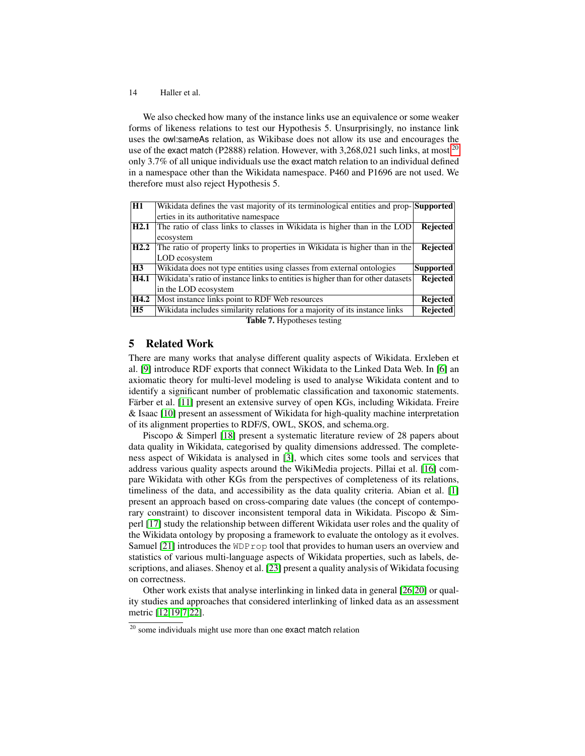We also checked how many of the instance links use an equivalence or some weaker forms of likeness relations to test our Hypothesis 5. Unsurprisingly, no instance link uses the owl:sameAs relation, as Wikibase does not allow its use and encourages the use of the exact match (P2888) relation. However, with 3,268,021 such links, at most[20] only 3.7% of all unique individuals use the exact match relation to an individual defined in a namespace other than the Wikidata namespace. P460 and P1696 are not used. We therefore must also reject Hypothesis 5.

| | | |
|---|---|---|
| **H1** | Wikidata defines the vast majority of its terminological entities and properties in its authoritative namespace | **Supported** |
| **H2.1** | The ratio of class links to classes in Wikidata is higher than in the LOD ecosystem | **Rejected** |
| **H2.2** | The ratio of property links to properties in Wikidata is higher than in the LOD ecosystem | **Rejected** |
| **H3** | Wikidata does not type entities using classes from external ontologies | **Supported** |
| **H4.1** | Wikidata's ratio of instance links to entities is higher than for other datasets in the LOD ecosystem | **Rejected** |
| **H4.2** | Most instance links point to RDF Web resources | **Rejected** |
| **H5** | Wikidata includes similarity relations for a majority of its instance links | **Rejected** |

**Table 7.** Hypotheses testing

## 5 Related Work

There are many works that analyse different quality aspects of Wikidata. Erxleben et al. [9] introduce RDF exports that connect Wikidata to the Linked Data Web. In [6] an axiomatic theory for multi-level modeling is used to analyse Wikidata content and to identify a significant number of problematic classification and taxonomic statements. Färber et al. [11] present an extensive survey of open KGs, including Wikidata. Freire & Isaac [10] present an assessment of Wikidata for high-quality machine interpretation of its alignment properties to RDF/S, OWL, SKOS, and schema.org.

Piscopo & Simperl [18] present a systematic literature review of 28 papers about data quality in Wikidata, categorised by quality dimensions addressed. The completeness aspect of Wikidata is analysed in [3], which cites some tools and services that address various quality aspects around the WikiMedia projects. Pillai et al. [16] compare Wikidata with other KGs from the perspectives of completeness of its relations, timeliness of the data, and accessibility as the data quality criteria. Abian et al. [1] present an approach based on cross-comparing date values (the concept of contemporary constraint) to discover inconsistent temporal data in Wikidata. Piscopo & Simperl [17] study the relationship between different Wikidata user roles and the quality of the Wikidata ontology by proposing a framework to evaluate the ontology as it evolves. Samuel [21] introduces the `WDProp` tool that provides to human users an overview and statistics of various multi-language aspects of Wikidata properties, such as labels, descriptions, and aliases. Shenoy et al. [23] present a quality analysis of Wikidata focusing on correctness.

Other work exists that analyse interlinking in linked data in general [26,20] or quality studies and approaches that considered interlinking of linked data as an assessment metric [12,19,7,22].

[20] some individuals might use more than one exact match relation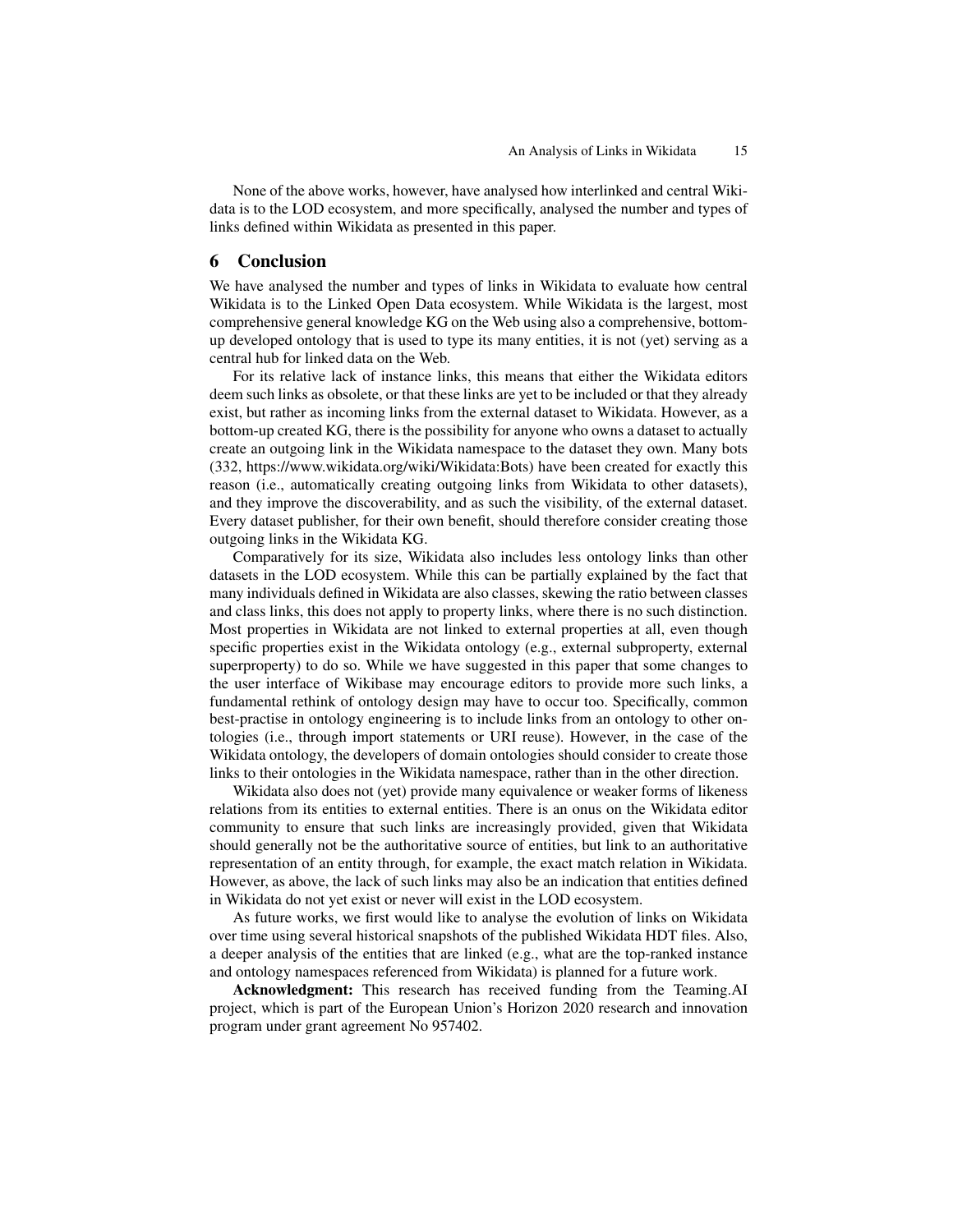None of the above works, however, have analysed how interlinked and central Wikidata is to the LOD ecosystem, and more specifically, analysed the number and types of links defined within Wikidata as presented in this paper.

## 6 Conclusion

We have analysed the number and types of links in Wikidata to evaluate how central Wikidata is to the Linked Open Data ecosystem. While Wikidata is the largest, most comprehensive general knowledge KG on the Web using also a comprehensive, bottom-up developed ontology that is used to type its many entities, it is not (yet) serving as a central hub for linked data on the Web.

For its relative lack of instance links, this means that either the Wikidata editors deem such links as obsolete, or that these links are yet to be included or that they already exist, but rather as incoming links from the external dataset to Wikidata. However, as a bottom-up created KG, there is the possibility for anyone who owns a dataset to actually create an outgoing link in the Wikidata namespace to the dataset they own. Many bots (332, https://www.wikidata.org/wiki/Wikidata:Bots) have been created for exactly this reason (i.e., automatically creating outgoing links from Wikidata to other datasets), and they improve the discoverability, and as such the visibility, of the external dataset. Every dataset publisher, for their own benefit, should therefore consider creating those outgoing links in the Wikidata KG.

Comparatively for its size, Wikidata also includes less ontology links than other datasets in the LOD ecosystem. While this can be partially explained by the fact that many individuals defined in Wikidata are also classes, skewing the ratio between classes and class links, this does not apply to property links, where there is no such distinction. Most properties in Wikidata are not linked to external properties at all, even though specific properties exist in the Wikidata ontology (e.g., external subproperty, external superproperty) to do so. While we have suggested in this paper that some changes to the user interface of Wikibase may encourage editors to provide more such links, a fundamental rethink of ontology design may have to occur too. Specifically, common best-practise in ontology engineering is to include links from an ontology to other ontologies (i.e., through import statements or URI reuse). However, in the case of the Wikidata ontology, the developers of domain ontologies should consider to create those links to their ontologies in the Wikidata namespace, rather than in the other direction.

Wikidata also does not (yet) provide many equivalence or weaker forms of likeness relations from its entities to external entities. There is an onus on the Wikidata editor community to ensure that such links are increasingly provided, given that Wikidata should generally not be the authoritative source of entities, but link to an authoritative representation of an entity through, for example, the exact match relation in Wikidata. However, as above, the lack of such links may also be an indication that entities defined in Wikidata do not yet exist or never will exist in the LOD ecosystem.

As future works, we first would like to analyse the evolution of links on Wikidata over time using several historical snapshots of the published Wikidata HDT files. Also, a deeper analysis of the entities that are linked (e.g., what are the top-ranked instance and ontology namespaces referenced from Wikidata) is planned for a future work.

**Acknowledgment:** This research has received funding from the Teaming.AI project, which is part of the European Union's Horizon 2020 research and innovation program under grant agreement No 957402.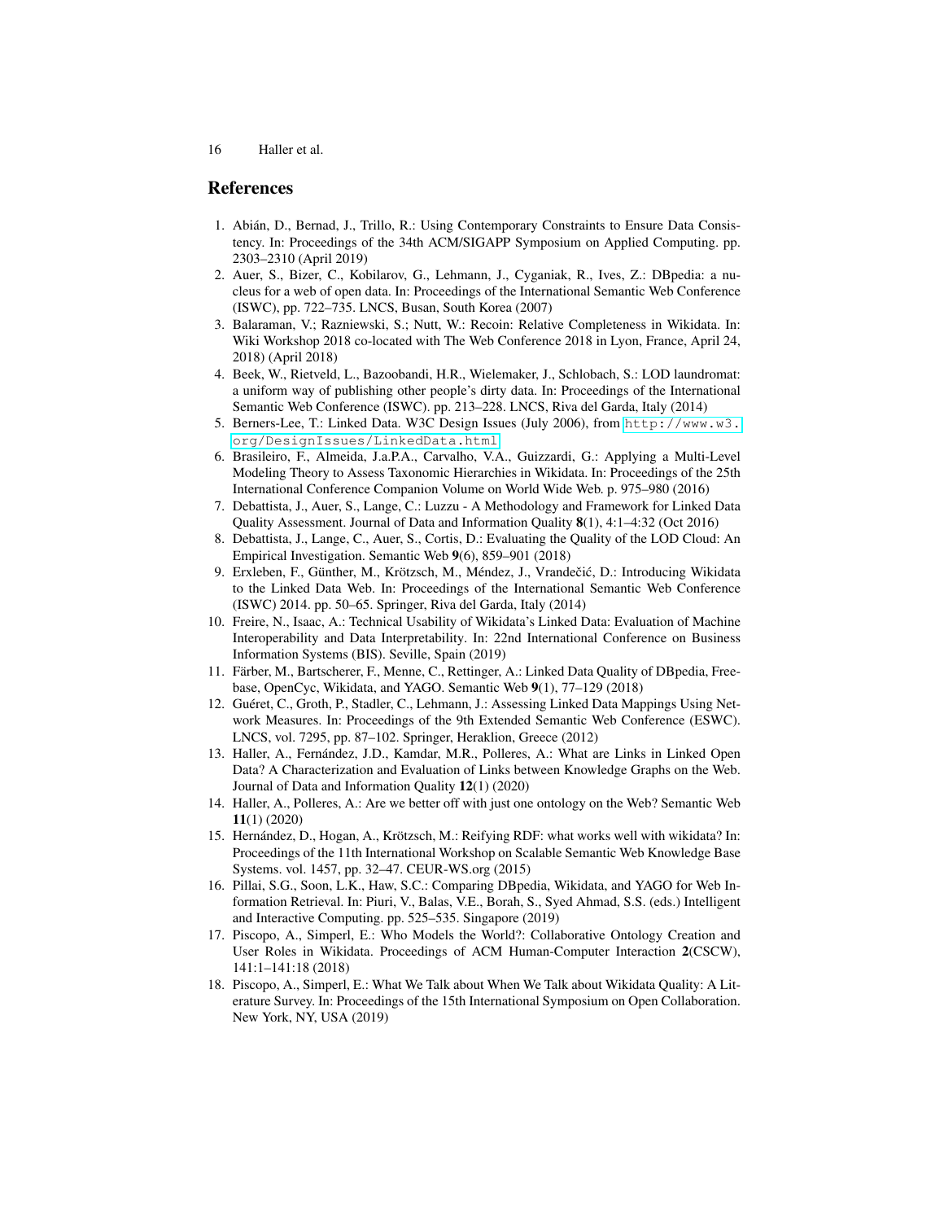## References

1. Abián, D., Bernad, J., Trillo, R.: Using Contemporary Constraints to Ensure Data Consistency. In: Proceedings of the 34th ACM/SIGAPP Symposium on Applied Computing. pp. 2303–2310 (April 2019)
2. Auer, S., Bizer, C., Kobilarov, G., Lehmann, J., Cyganiak, R., Ives, Z.: DBpedia: a nucleus for a web of open data. In: Proceedings of the International Semantic Web Conference (ISWC), pp. 722–735. LNCS, Busan, South Korea (2007)
3. Balaraman, V.; Razniewski, S.; Nutt, W.: Recoin: Relative Completeness in Wikidata. In: Wiki Workshop 2018 co-located with The Web Conference 2018 in Lyon, France, April 24, 2018) (April 2018)
4. Beek, W., Rietveld, L., Bazoobandi, H.R., Wielemaker, J., Schlobach, S.: LOD laundromat: a uniform way of publishing other people's dirty data. In: Proceedings of the International Semantic Web Conference (ISWC). pp. 213–228. LNCS, Riva del Garda, Italy (2014)
5. Berners-Lee, T.: Linked Data. W3C Design Issues (July 2006), from http://www.w3.org/DesignIssues/LinkedData.html
6. Brasileiro, F., Almeida, J.a.P.A., Carvalho, V.A., Guizzardi, G.: Applying a Multi-Level Modeling Theory to Assess Taxonomic Hierarchies in Wikidata. In: Proceedings of the 25th International Conference Companion Volume on World Wide Web. p. 975–980 (2016)
7. Debattista, J., Auer, S., Lange, C.: Luzzu - A Methodology and Framework for Linked Data Quality Assessment. Journal of Data and Information Quality **8**(1), 4:1–4:32 (Oct 2016)
8. Debattista, J., Lange, C., Auer, S., Cortis, D.: Evaluating the Quality of the LOD Cloud: An Empirical Investigation. Semantic Web **9**(6), 859–901 (2018)
9. Erxleben, F., Günther, M., Krötzsch, M., Méndez, J., Vrandečić, D.: Introducing Wikidata to the Linked Data Web. In: Proceedings of the International Semantic Web Conference (ISWC) 2014. pp. 50–65. Springer, Riva del Garda, Italy (2014)
10. Freire, N., Isaac, A.: Technical Usability of Wikidata's Linked Data: Evaluation of Machine Interoperability and Data Interpretability. In: 22nd International Conference on Business Information Systems (BIS). Seville, Spain (2019)
11. Färber, M., Bartscherer, F., Menne, C., Rettinger, A.: Linked Data Quality of DBpedia, Freebase, OpenCyc, Wikidata, and YAGO. Semantic Web **9**(1), 77–129 (2018)
12. Guéret, C., Groth, P., Stadler, C., Lehmann, J.: Assessing Linked Data Mappings Using Network Measures. In: Proceedings of the 9th Extended Semantic Web Conference (ESWC). LNCS, vol. 7295, pp. 87–102. Springer, Heraklion, Greece (2012)
13. Haller, A., Fernández, J.D., Kamdar, M.R., Polleres, A.: What are Links in Linked Open Data? A Characterization and Evaluation of Links between Knowledge Graphs on the Web. Journal of Data and Information Quality **12**(1) (2020)
14. Haller, A., Polleres, A.: Are we better off with just one ontology on the Web? Semantic Web **11**(1) (2020)
15. Hernández, D., Hogan, A., Krötzsch, M.: Reifying RDF: what works well with wikidata? In: Proceedings of the 11th International Workshop on Scalable Semantic Web Knowledge Base Systems. vol. 1457, pp. 32–47. CEUR-WS.org (2015)
16. Pillai, S.G., Soon, L.K., Haw, S.C.: Comparing DBpedia, Wikidata, and YAGO for Web Information Retrieval. In: Piuri, V., Balas, V.E., Borah, S., Syed Ahmad, S.S. (eds.) Intelligent and Interactive Computing. pp. 525–535. Singapore (2019)
17. Piscopo, A., Simperl, E.: Who Models the World?: Collaborative Ontology Creation and User Roles in Wikidata. Proceedings of ACM Human-Computer Interaction **2**(CSCW), 141:1–141:18 (2018)
18. Piscopo, A., Simperl, E.: What We Talk about When We Talk about Wikidata Quality: A Literature Survey. In: Proceedings of the 15th International Symposium on Open Collaboration. New York, NY, USA (2019)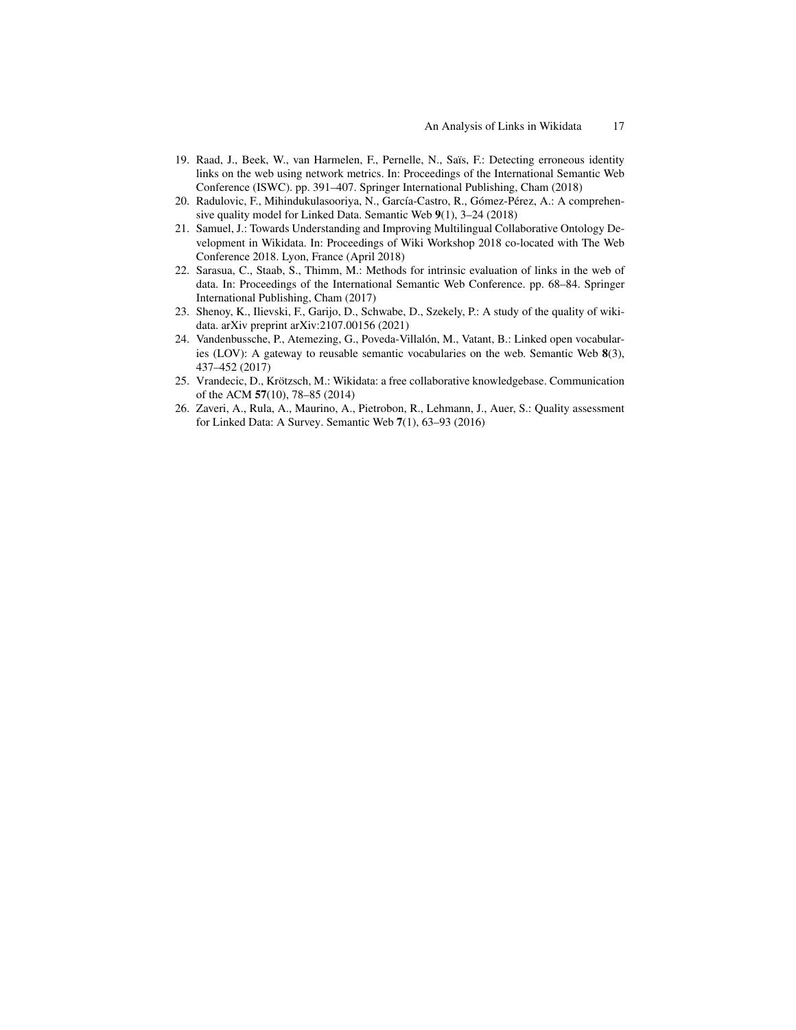19. Raad, J., Beek, W., van Harmelen, F., Pernelle, N., Saïs, F.: Detecting erroneous identity links on the web using network metrics. In: Proceedings of the International Semantic Web Conference (ISWC). pp. 391–407. Springer International Publishing, Cham (2018)
20. Radulovic, F., Mihindukulasooriya, N., García-Castro, R., Gómez-Pérez, A.: A comprehensive quality model for Linked Data. Semantic Web **9**(1), 3–24 (2018)
21. Samuel, J.: Towards Understanding and Improving Multilingual Collaborative Ontology Development in Wikidata. In: Proceedings of Wiki Workshop 2018 co-located with The Web Conference 2018. Lyon, France (April 2018)
22. Sarasua, C., Staab, S., Thimm, M.: Methods for intrinsic evaluation of links in the web of data. In: Proceedings of the International Semantic Web Conference. pp. 68–84. Springer International Publishing, Cham (2017)
23. Shenoy, K., Ilievski, F., Garijo, D., Schwabe, D., Szekely, P.: A study of the quality of wikidata. arXiv preprint arXiv:2107.00156 (2021)
24. Vandenbussche, P., Atemezing, G., Poveda-Villalón, M., Vatant, B.: Linked open vocabularies (LOV): A gateway to reusable semantic vocabularies on the web. Semantic Web **8**(3), 437–452 (2017)
25. Vrandecic, D., Krötzsch, M.: Wikidata: a free collaborative knowledgebase. Communication of the ACM **57**(10), 78–85 (2014)
26. Zaveri, A., Rula, A., Maurino, A., Pietrobon, R., Lehmann, J., Auer, S.: Quality assessment for Linked Data: A Survey. Semantic Web **7**(1), 63–93 (2016)